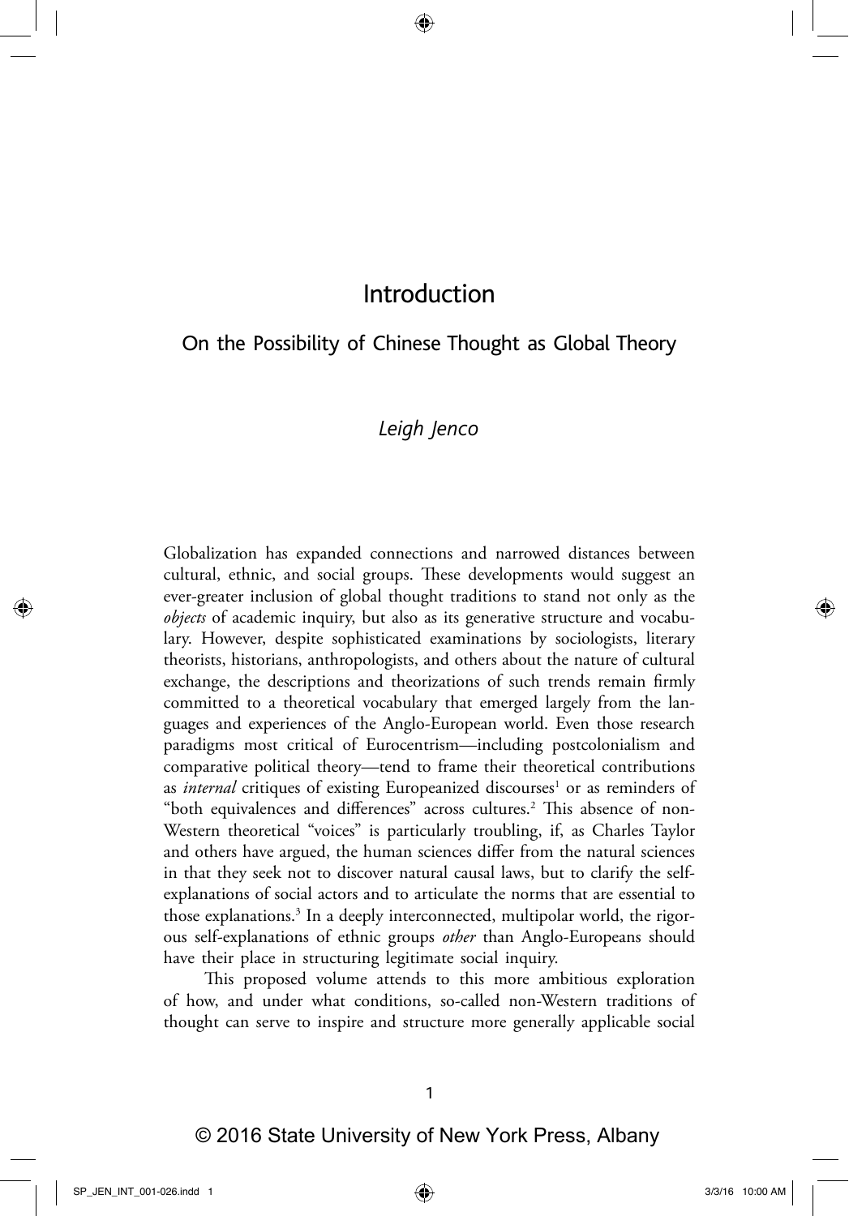# Introduction

## On the Possibility of Chinese Thought as Global Theory

*Leigh Jenco*

Globalization has expanded connections and narrowed distances between cultural, ethnic, and social groups. These developments would suggest an ever-greater inclusion of global thought traditions to stand not only as the *objects* of academic inquiry, but also as its generative structure and vocabulary. However, despite sophisticated examinations by sociologists, literary theorists, historians, anthropologists, and others about the nature of cultural exchange, the descriptions and theorizations of such trends remain firmly committed to a theoretical vocabulary that emerged largely from the languages and experiences of the Anglo-European world. Even those research paradigms most critical of Eurocentrism—including postcolonialism and comparative political theory—tend to frame their theoretical contributions as *internal* critiques of existing Europeanized discourses[1] or as reminders of "both equivalences and differences" across cultures.[2] This absence of non-Western theoretical "voices" is particularly troubling, if, as Charles Taylor and others have argued, the human sciences differ from the natural sciences in that they seek not to discover natural causal laws, but to clarify the self-explanations of social actors and to articulate the norms that are essential to those explanations.[3] In a deeply interconnected, multipolar world, the rigorous self-explanations of ethnic groups *other* than Anglo-Europeans should have their place in structuring legitimate social inquiry.

This proposed volume attends to this more ambitious exploration of how, and under what conditions, so-called non-Western traditions of thought can serve to inspire and structure more generally applicable social

© 2016 State University of New York Press, Albany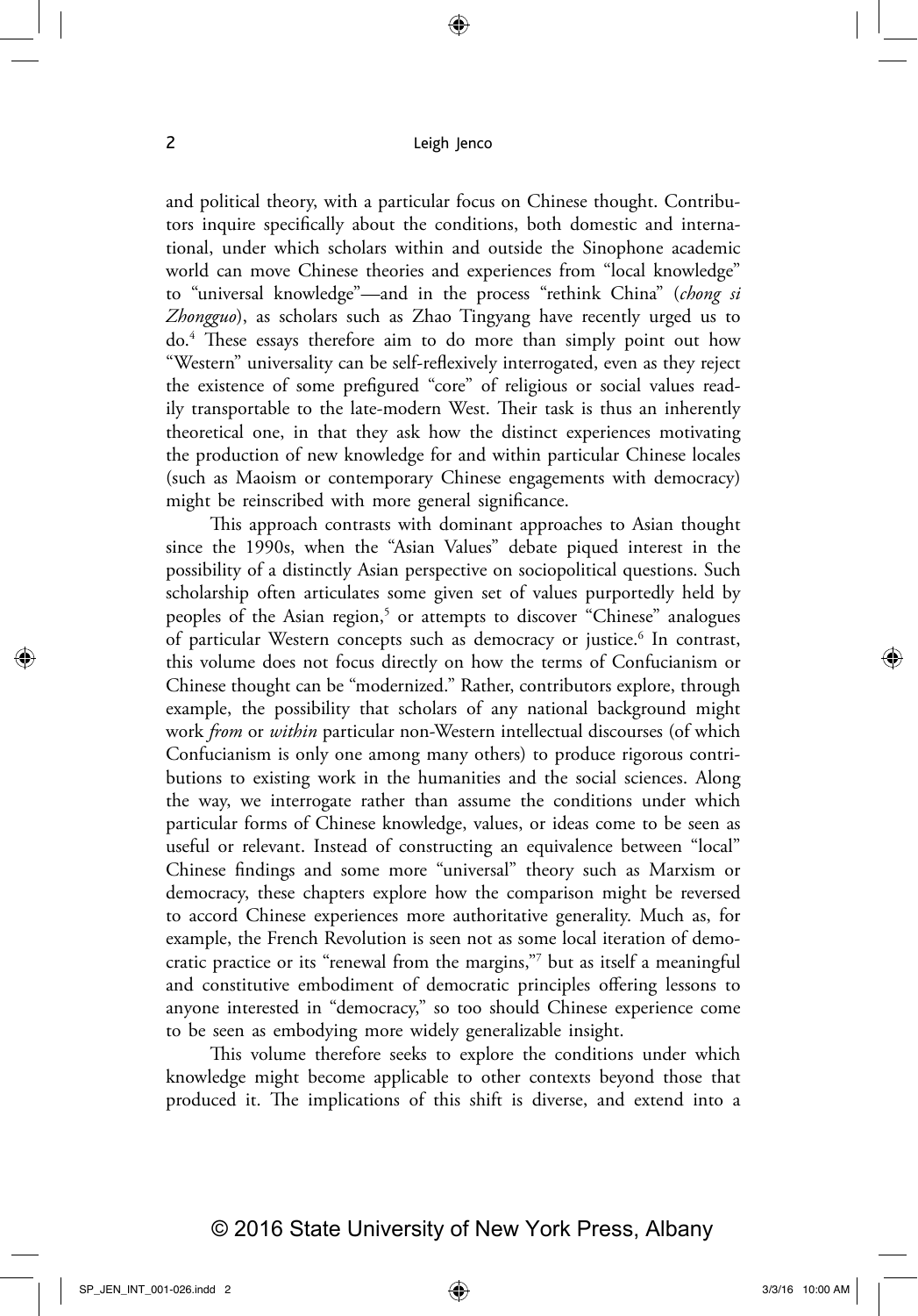and political theory, with a particular focus on Chinese thought. Contributors inquire specifically about the conditions, both domestic and international, under which scholars within and outside the Sinophone academic world can move Chinese theories and experiences from "local knowledge" to "universal knowledge"—and in the process "rethink China" (*chong si Zhongguo*), as scholars such as Zhao Tingyang have recently urged us to do.[4] These essays therefore aim to do more than simply point out how "Western" universality can be self-reflexively interrogated, even as they reject the existence of some prefigured "core" of religious or social values readily transportable to the late-modern West. Their task is thus an inherently theoretical one, in that they ask how the distinct experiences motivating the production of new knowledge for and within particular Chinese locales (such as Maoism or contemporary Chinese engagements with democracy) might be reinscribed with more general significance.

This approach contrasts with dominant approaches to Asian thought since the 1990s, when the "Asian Values" debate piqued interest in the possibility of a distinctly Asian perspective on sociopolitical questions. Such scholarship often articulates some given set of values purportedly held by peoples of the Asian region,[5] or attempts to discover "Chinese" analogues of particular Western concepts such as democracy or justice.[6] In contrast, this volume does not focus directly on how the terms of Confucianism or Chinese thought can be "modernized." Rather, contributors explore, through example, the possibility that scholars of any national background might work *from* or *within* particular non-Western intellectual discourses (of which Confucianism is only one among many others) to produce rigorous contributions to existing work in the humanities and the social sciences. Along the way, we interrogate rather than assume the conditions under which particular forms of Chinese knowledge, values, or ideas come to be seen as useful or relevant. Instead of constructing an equivalence between "local" Chinese findings and some more "universal" theory such as Marxism or democracy, these chapters explore how the comparison might be reversed to accord Chinese experiences more authoritative generality. Much as, for example, the French Revolution is seen not as some local iteration of democratic practice or its "renewal from the margins,"[7] but as itself a meaningful and constitutive embodiment of democratic principles offering lessons to anyone interested in "democracy," so too should Chinese experience come to be seen as embodying more widely generalizable insight.

This volume therefore seeks to explore the conditions under which knowledge might become applicable to other contexts beyond those that produced it. The implications of this shift is diverse, and extend into a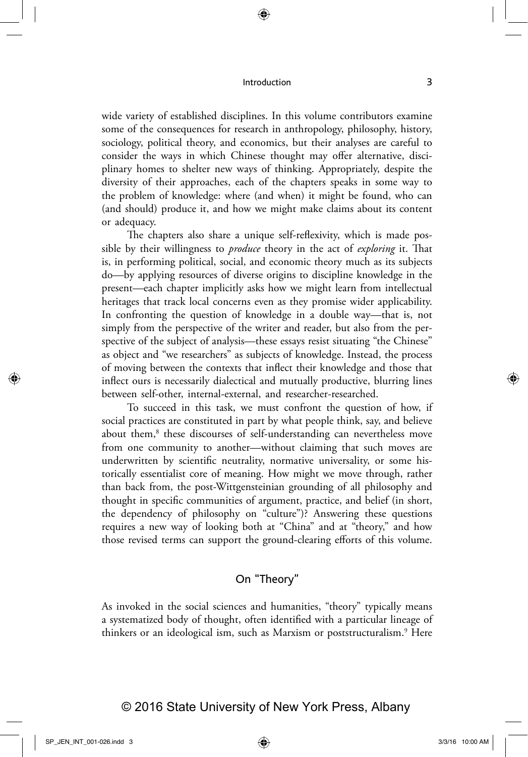wide variety of established disciplines. In this volume contributors examine some of the consequences for research in anthropology, philosophy, history, sociology, political theory, and economics, but their analyses are careful to consider the ways in which Chinese thought may offer alternative, disciplinary homes to shelter new ways of thinking. Appropriately, despite the diversity of their approaches, each of the chapters speaks in some way to the problem of knowledge: where (and when) it might be found, who can (and should) produce it, and how we might make claims about its content or adequacy.

The chapters also share a unique self-reflexivity, which is made possible by their willingness to *produce* theory in the act of *exploring* it. That is, in performing political, social, and economic theory much as its subjects do—by applying resources of diverse origins to discipline knowledge in the present—each chapter implicitly asks how we might learn from intellectual heritages that track local concerns even as they promise wider applicability. In confronting the question of knowledge in a double way—that is, not simply from the perspective of the writer and reader, but also from the perspective of the subject of analysis—these essays resist situating "the Chinese" as object and "we researchers" as subjects of knowledge. Instead, the process of moving between the contexts that inflect their knowledge and those that inflect ours is necessarily dialectical and mutually productive, blurring lines between self-other, internal-external, and researcher-researched.

To succeed in this task, we must confront the question of how, if social practices are constituted in part by what people think, say, and believe about them,[8] these discourses of self-understanding can nevertheless move from one community to another—without claiming that such moves are underwritten by scientific neutrality, normative universality, or some historically essentialist core of meaning. How might we move through, rather than back from, the post-Wittgensteinian grounding of all philosophy and thought in specific communities of argument, practice, and belief (in short, the dependency of philosophy on "culture")? Answering these questions requires a new way of looking both at "China" and at "theory," and how those revised terms can support the ground-clearing efforts of this volume.

## On "Theory"

As invoked in the social sciences and humanities, "theory" typically means a systematized body of thought, often identified with a particular lineage of thinkers or an ideological ism, such as Marxism or poststructuralism.[9] Here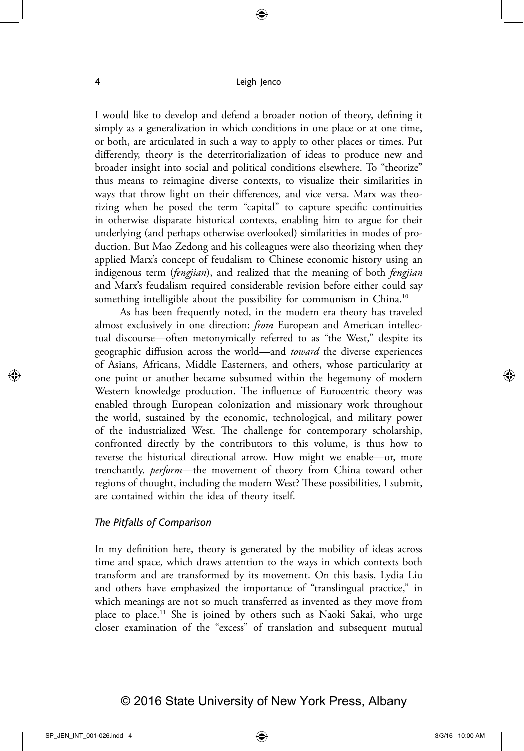I would like to develop and defend a broader notion of theory, defining it simply as a generalization in which conditions in one place or at one time, or both, are articulated in such a way to apply to other places or times. Put differently, theory is the deterritorialization of ideas to produce new and broader insight into social and political conditions elsewhere. To "theorize" thus means to reimagine diverse contexts, to visualize their similarities in ways that throw light on their differences, and vice versa. Marx was theorizing when he posed the term "capital" to capture specific continuities in otherwise disparate historical contexts, enabling him to argue for their underlying (and perhaps otherwise overlooked) similarities in modes of production. But Mao Zedong and his colleagues were also theorizing when they applied Marx's concept of feudalism to Chinese economic history using an indigenous term (*fengjian*), and realized that the meaning of both *fengjian* and Marx's feudalism required considerable revision before either could say something intelligible about the possibility for communism in China.[10]

As has been frequently noted, in the modern era theory has traveled almost exclusively in one direction: *from* European and American intellectual discourse—often metonymically referred to as "the West," despite its geographic diffusion across the world—and *toward* the diverse experiences of Asians, Africans, Middle Easterners, and others, whose particularity at one point or another became subsumed within the hegemony of modern Western knowledge production. The influence of Eurocentric theory was enabled through European colonization and missionary work throughout the world, sustained by the economic, technological, and military power of the industrialized West. The challenge for contemporary scholarship, confronted directly by the contributors to this volume, is thus how to reverse the historical directional arrow. How might we enable—or, more trenchantly, *perform*—the movement of theory from China toward other regions of thought, including the modern West? These possibilities, I submit, are contained within the idea of theory itself.

### *The Pitfalls of Comparison*

In my definition here, theory is generated by the mobility of ideas across time and space, which draws attention to the ways in which contexts both transform and are transformed by its movement. On this basis, Lydia Liu and others have emphasized the importance of "translingual practice," in which meanings are not so much transferred as invented as they move from place to place.[11] She is joined by others such as Naoki Sakai, who urge closer examination of the "excess" of translation and subsequent mutual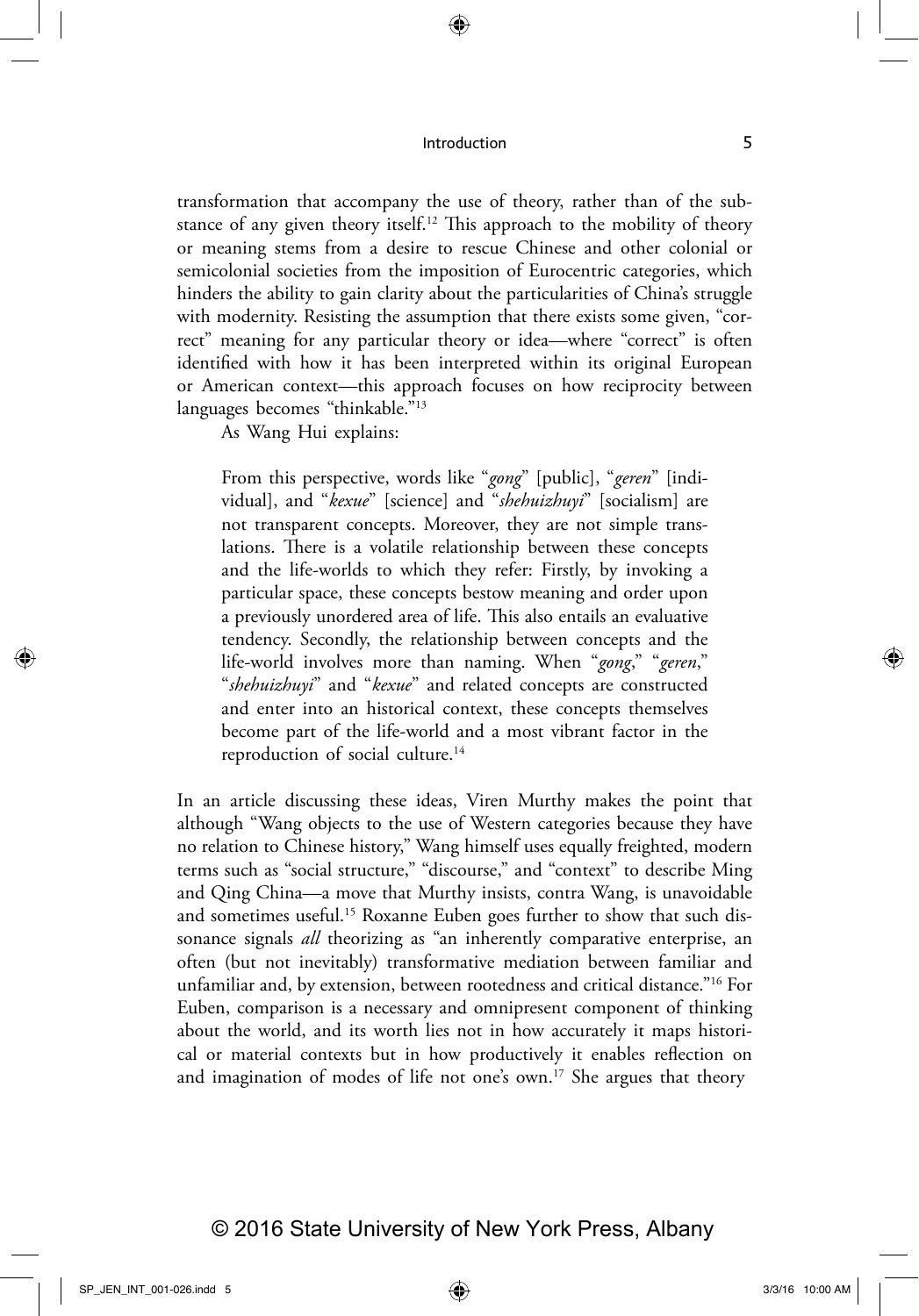transformation that accompany the use of theory, rather than of the substance of any given theory itself.[12] This approach to the mobility of theory or meaning stems from a desire to rescue Chinese and other colonial or semicolonial societies from the imposition of Eurocentric categories, which hinders the ability to gain clarity about the particularities of China's struggle with modernity. Resisting the assumption that there exists some given, "correct" meaning for any particular theory or idea—where "correct" is often identified with how it has been interpreted within its original European or American context—this approach focuses on how reciprocity between languages becomes "thinkable."[13]

As Wang Hui explains:

> From this perspective, words like "*gong*" [public], "*geren*" [individual], and "*kexue*" [science] and "*shehuizhuyi*" [socialism] are not transparent concepts. Moreover, they are not simple translations. There is a volatile relationship between these concepts and the life-worlds to which they refer: Firstly, by invoking a particular space, these concepts bestow meaning and order upon a previously unordered area of life. This also entails an evaluative tendency. Secondly, the relationship between concepts and the life-world involves more than naming. When "*gong*," "*geren*," "*shehuizhuyi*" and "*kexue*" and related concepts are constructed and enter into an historical context, these concepts themselves become part of the life-world and a most vibrant factor in the reproduction of social culture.[14]

In an article discussing these ideas, Viren Murthy makes the point that although "Wang objects to the use of Western categories because they have no relation to Chinese history," Wang himself uses equally freighted, modern terms such as "social structure," "discourse," and "context" to describe Ming and Qing China—a move that Murthy insists, contra Wang, is unavoidable and sometimes useful.[15] Roxanne Euben goes further to show that such dissonance signals *all* theorizing as "an inherently comparative enterprise, an often (but not inevitably) transformative mediation between familiar and unfamiliar and, by extension, between rootedness and critical distance."[16] For Euben, comparison is a necessary and omnipresent component of thinking about the world, and its worth lies not in how accurately it maps historical or material contexts but in how productively it enables reflection on and imagination of modes of life not one's own.[17] She argues that theory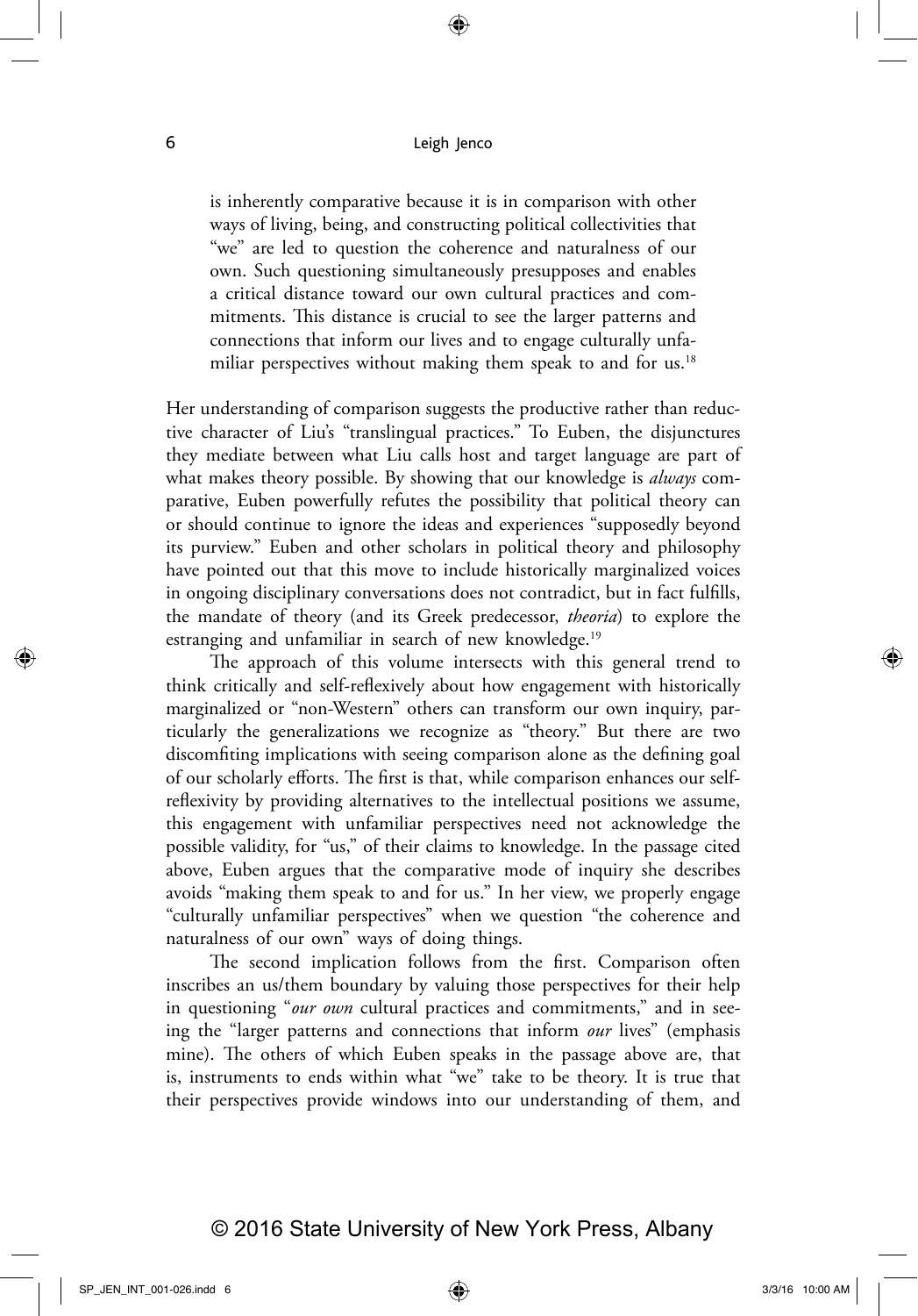> is inherently comparative because it is in comparison with other ways of living, being, and constructing political collectivities that "we" are led to question the coherence and naturalness of our own. Such questioning simultaneously presupposes and enables a critical distance toward our own cultural practices and commitments. This distance is crucial to see the larger patterns and connections that inform our lives and to engage culturally unfamiliar perspectives without making them speak to and for us.[18]

Her understanding of comparison suggests the productive rather than reductive character of Liu's "translingual practices." To Euben, the disjunctures they mediate between what Liu calls host and target language are part of what makes theory possible. By showing that our knowledge is *always* comparative, Euben powerfully refutes the possibility that political theory can or should continue to ignore the ideas and experiences "supposedly beyond its purview." Euben and other scholars in political theory and philosophy have pointed out that this move to include historically marginalized voices in ongoing disciplinary conversations does not contradict, but in fact fulfills, the mandate of theory (and its Greek predecessor, *theoria*) to explore the estranging and unfamiliar in search of new knowledge.[19]

The approach of this volume intersects with this general trend to think critically and self-reflexively about how engagement with historically marginalized or "non-Western" others can transform our own inquiry, particularly the generalizations we recognize as "theory." But there are two discomfiting implications with seeing comparison alone as the defining goal of our scholarly efforts. The first is that, while comparison enhances our self-reflexivity by providing alternatives to the intellectual positions we assume, this engagement with unfamiliar perspectives need not acknowledge the possible validity, for "us," of their claims to knowledge. In the passage cited above, Euben argues that the comparative mode of inquiry she describes avoids "making them speak to and for us." In her view, we properly engage "culturally unfamiliar perspectives" when we question "the coherence and naturalness of our own" ways of doing things.

The second implication follows from the first. Comparison often inscribes an us/them boundary by valuing those perspectives for their help in questioning "*our own* cultural practices and commitments," and in seeing the "larger patterns and connections that inform *our* lives" (emphasis mine). The others of which Euben speaks in the passage above are, that is, instruments to ends within what "we" take to be theory. It is true that their perspectives provide windows into our understanding of them, and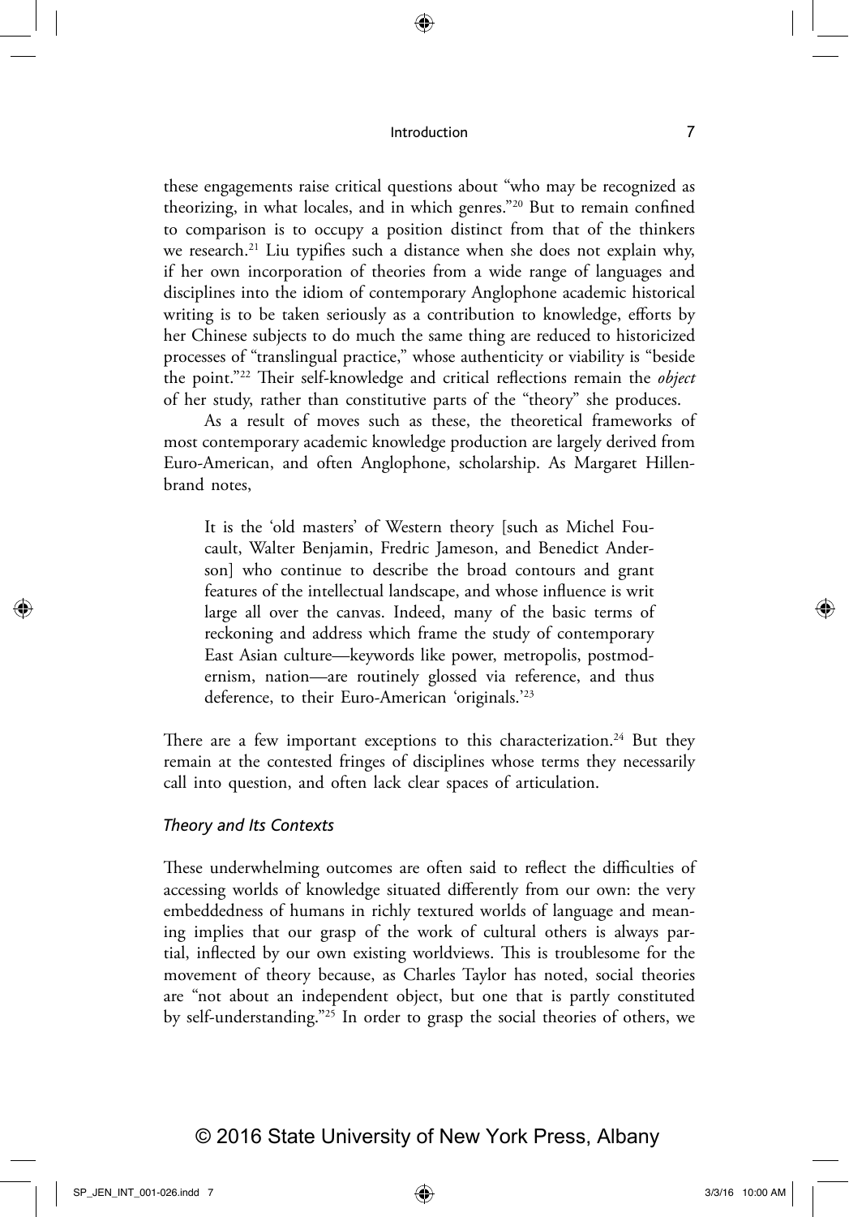these engagements raise critical questions about "who may be recognized as theorizing, in what locales, and in which genres."[20] But to remain confined to comparison is to occupy a position distinct from that of the thinkers we research.[21] Liu typifies such a distance when she does not explain why, if her own incorporation of theories from a wide range of languages and disciplines into the idiom of contemporary Anglophone academic historical writing is to be taken seriously as a contribution to knowledge, efforts by her Chinese subjects to do much the same thing are reduced to historicized processes of "translingual practice," whose authenticity or viability is "beside the point."[22] Their self-knowledge and critical reflections remain the *object* of her study, rather than constitutive parts of the "theory" she produces.

As a result of moves such as these, the theoretical frameworks of most contemporary academic knowledge production are largely derived from Euro-American, and often Anglophone, scholarship. As Margaret Hillenbrand notes,

> It is the 'old masters' of Western theory [such as Michel Foucault, Walter Benjamin, Fredric Jameson, and Benedict Anderson] who continue to describe the broad contours and grant features of the intellectual landscape, and whose influence is writ large all over the canvas. Indeed, many of the basic terms of reckoning and address which frame the study of contemporary East Asian culture—keywords like power, metropolis, postmodernism, nation—are routinely glossed via reference, and thus deference, to their Euro-American 'originals.'[23]

There are a few important exceptions to this characterization.[24] But they remain at the contested fringes of disciplines whose terms they necessarily call into question, and often lack clear spaces of articulation.

### *Theory and Its Contexts*

These underwhelming outcomes are often said to reflect the difficulties of accessing worlds of knowledge situated differently from our own: the very embeddedness of humans in richly textured worlds of language and meaning implies that our grasp of the work of cultural others is always partial, inflected by our own existing worldviews. This is troublesome for the movement of theory because, as Charles Taylor has noted, social theories are "not about an independent object, but one that is partly constituted by self-understanding."[25] In order to grasp the social theories of others, we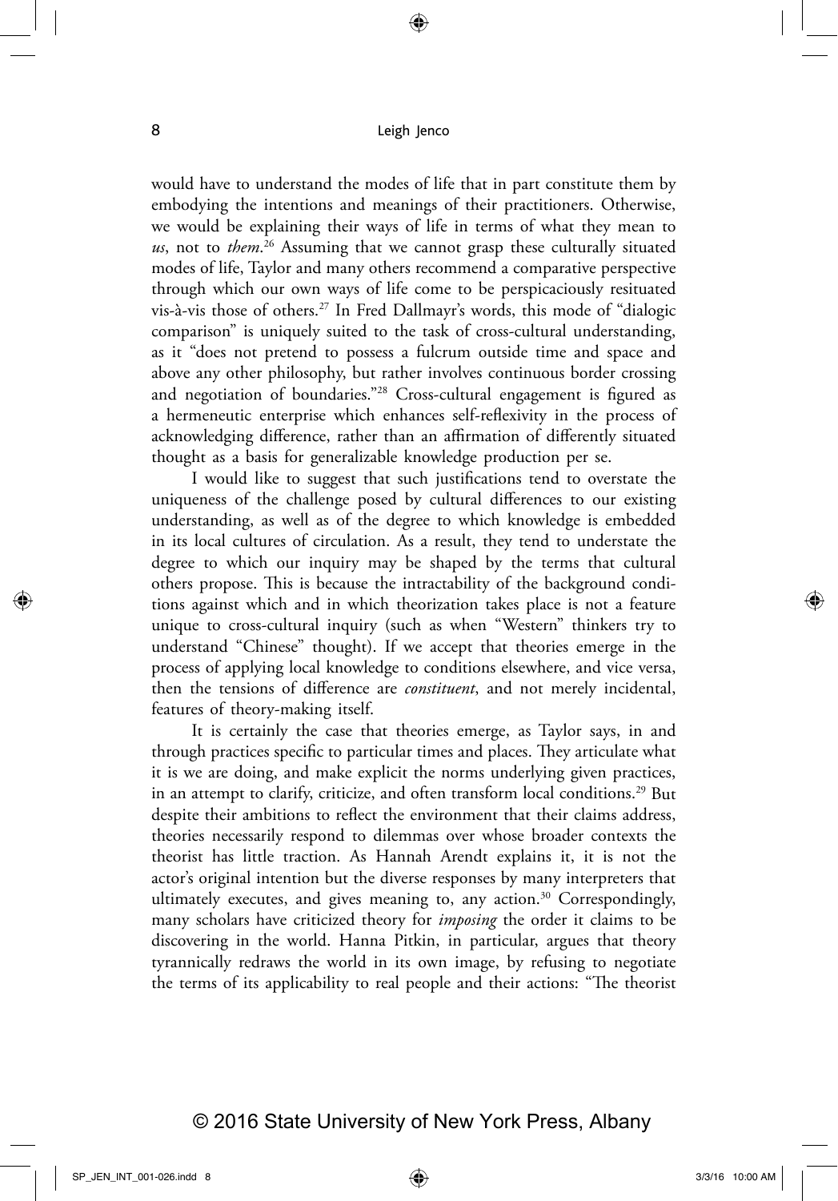would have to understand the modes of life that in part constitute them by embodying the intentions and meanings of their practitioners. Otherwise, we would be explaining their ways of life in terms of what they mean to *us*, not to *them*.[26] Assuming that we cannot grasp these culturally situated modes of life, Taylor and many others recommend a comparative perspective through which our own ways of life come to be perspicaciously resituated vis-à-vis those of others.[27] In Fred Dallmayr's words, this mode of "dialogic comparison" is uniquely suited to the task of cross-cultural understanding, as it "does not pretend to possess a fulcrum outside time and space and above any other philosophy, but rather involves continuous border crossing and negotiation of boundaries."[28] Cross-cultural engagement is figured as a hermeneutic enterprise which enhances self-reflexivity in the process of acknowledging difference, rather than an affirmation of differently situated thought as a basis for generalizable knowledge production per se.

I would like to suggest that such justifications tend to overstate the uniqueness of the challenge posed by cultural differences to our existing understanding, as well as of the degree to which knowledge is embedded in its local cultures of circulation. As a result, they tend to understate the degree to which our inquiry may be shaped by the terms that cultural others propose. This is because the intractability of the background conditions against which and in which theorization takes place is not a feature unique to cross-cultural inquiry (such as when "Western" thinkers try to understand "Chinese" thought). If we accept that theories emerge in the process of applying local knowledge to conditions elsewhere, and vice versa, then the tensions of difference are *constituent*, and not merely incidental, features of theory-making itself.

It is certainly the case that theories emerge, as Taylor says, in and through practices specific to particular times and places. They articulate what it is we are doing, and make explicit the norms underlying given practices, in an attempt to clarify, criticize, and often transform local conditions.[29] But despite their ambitions to reflect the environment that their claims address, theories necessarily respond to dilemmas over whose broader contexts the theorist has little traction. As Hannah Arendt explains it, it is not the actor's original intention but the diverse responses by many interpreters that ultimately executes, and gives meaning to, any action.[30] Correspondingly, many scholars have criticized theory for *imposing* the order it claims to be discovering in the world. Hanna Pitkin, in particular, argues that theory tyrannically redraws the world in its own image, by refusing to negotiate the terms of its applicability to real people and their actions: "The theorist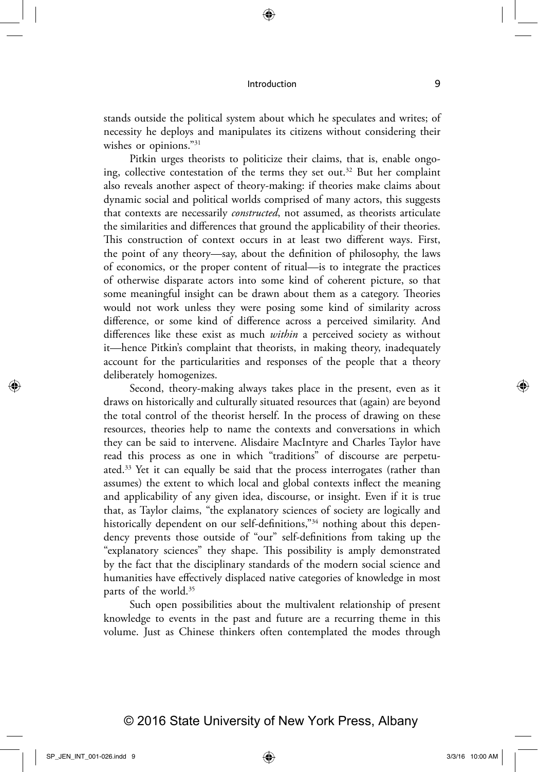stands outside the political system about which he speculates and writes; of necessity he deploys and manipulates its citizens without considering their wishes or opinions."[31]

Pitkin urges theorists to politicize their claims, that is, enable ongoing, collective contestation of the terms they set out.[32] But her complaint also reveals another aspect of theory-making: if theories make claims about dynamic social and political worlds comprised of many actors, this suggests that contexts are necessarily *constructed*, not assumed, as theorists articulate the similarities and differences that ground the applicability of their theories. This construction of context occurs in at least two different ways. First, the point of any theory—say, about the definition of philosophy, the laws of economics, or the proper content of ritual—is to integrate the practices of otherwise disparate actors into some kind of coherent picture, so that some meaningful insight can be drawn about them as a category. Theories would not work unless they were posing some kind of similarity across difference, or some kind of difference across a perceived similarity. And differences like these exist as much *within* a perceived society as without it—hence Pitkin's complaint that theorists, in making theory, inadequately account for the particularities and responses of the people that a theory deliberately homogenizes.

Second, theory-making always takes place in the present, even as it draws on historically and culturally situated resources that (again) are beyond the total control of the theorist herself. In the process of drawing on these resources, theories help to name the contexts and conversations in which they can be said to intervene. Alisdaire MacIntyre and Charles Taylor have read this process as one in which "traditions" of discourse are perpetuated.[33] Yet it can equally be said that the process interrogates (rather than assumes) the extent to which local and global contexts inflect the meaning and applicability of any given idea, discourse, or insight. Even if it is true that, as Taylor claims, "the explanatory sciences of society are logically and historically dependent on our self-definitions,"[34] nothing about this dependency prevents those outside of "our" self-definitions from taking up the "explanatory sciences" they shape. This possibility is amply demonstrated by the fact that the disciplinary standards of the modern social science and humanities have effectively displaced native categories of knowledge in most parts of the world.[35]

Such open possibilities about the multivalent relationship of present knowledge to events in the past and future are a recurring theme in this volume. Just as Chinese thinkers often contemplated the modes through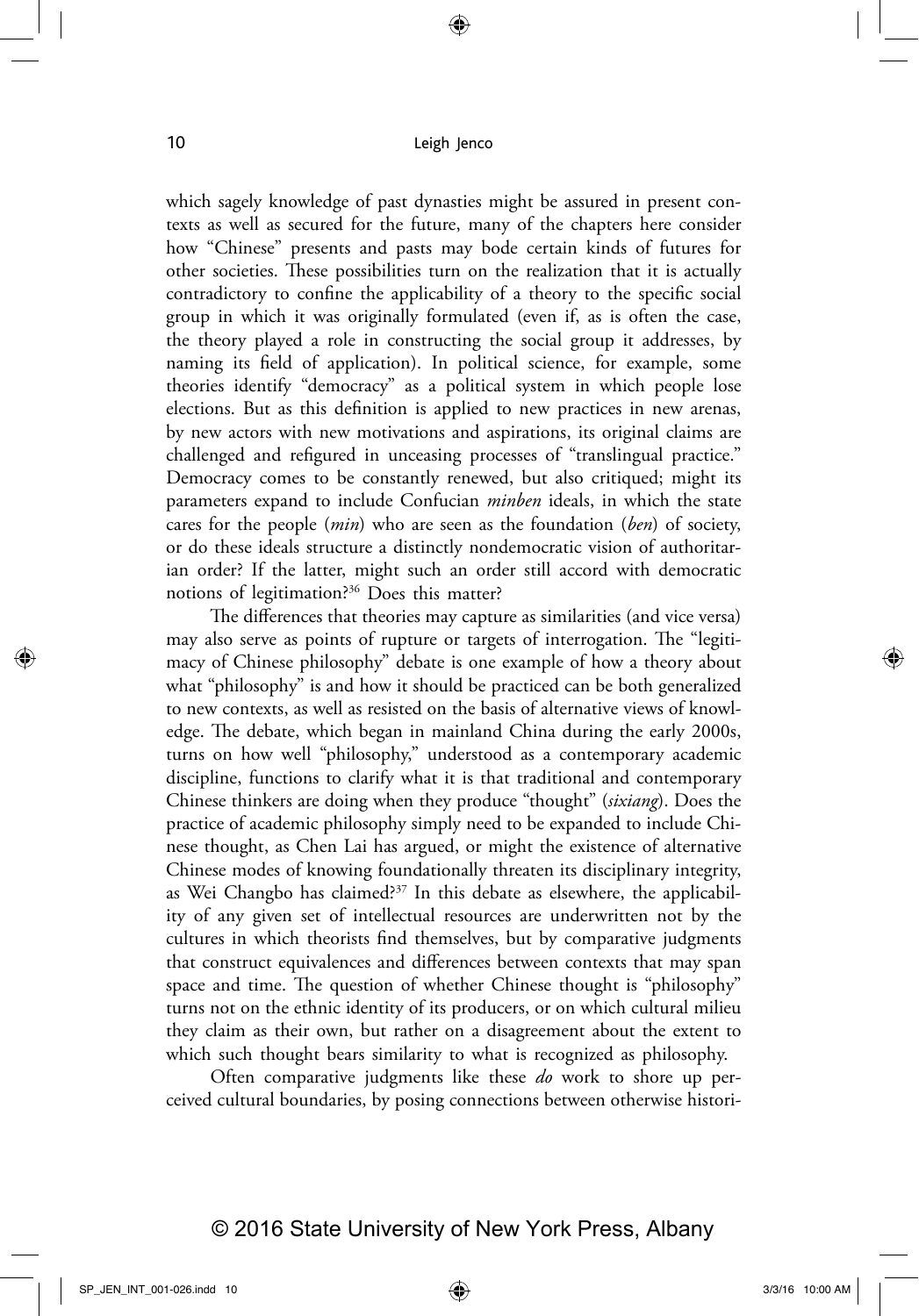which sagely knowledge of past dynasties might be assured in present contexts as well as secured for the future, many of the chapters here consider how "Chinese" presents and pasts may bode certain kinds of futures for other societies. These possibilities turn on the realization that it is actually contradictory to confine the applicability of a theory to the specific social group in which it was originally formulated (even if, as is often the case, the theory played a role in constructing the social group it addresses, by naming its field of application). In political science, for example, some theories identify "democracy" as a political system in which people lose elections. But as this definition is applied to new practices in new arenas, by new actors with new motivations and aspirations, its original claims are challenged and refigured in unceasing processes of "translingual practice." Democracy comes to be constantly renewed, but also critiqued; might its parameters expand to include Confucian *minben* ideals, in which the state cares for the people (*min*) who are seen as the foundation (*ben*) of society, or do these ideals structure a distinctly nondemocratic vision of authoritarian order? If the latter, might such an order still accord with democratic notions of legitimation?[36] Does this matter?

The differences that theories may capture as similarities (and vice versa) may also serve as points of rupture or targets of interrogation. The "legitimacy of Chinese philosophy" debate is one example of how a theory about what "philosophy" is and how it should be practiced can be both generalized to new contexts, as well as resisted on the basis of alternative views of knowledge. The debate, which began in mainland China during the early 2000s, turns on how well "philosophy," understood as a contemporary academic discipline, functions to clarify what it is that traditional and contemporary Chinese thinkers are doing when they produce "thought" (*sixiang*). Does the practice of academic philosophy simply need to be expanded to include Chinese thought, as Chen Lai has argued, or might the existence of alternative Chinese modes of knowing foundationally threaten its disciplinary integrity, as Wei Changbo has claimed?[37] In this debate as elsewhere, the applicability of any given set of intellectual resources are underwritten not by the cultures in which theorists find themselves, but by comparative judgments that construct equivalences and differences between contexts that may span space and time. The question of whether Chinese thought is "philosophy" turns not on the ethnic identity of its producers, or on which cultural milieu they claim as their own, but rather on a disagreement about the extent to which such thought bears similarity to what is recognized as philosophy.

Often comparative judgments like these *do* work to shore up perceived cultural boundaries, by posing connections between otherwise histori-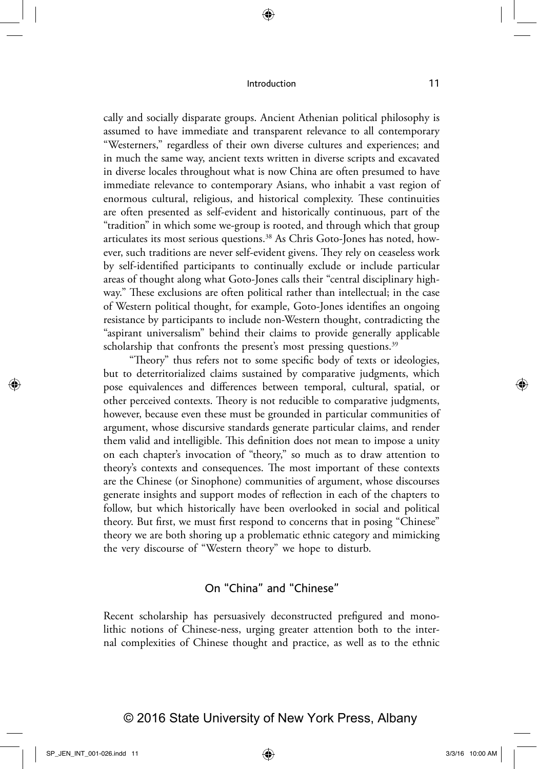cally and socially disparate groups. Ancient Athenian political philosophy is assumed to have immediate and transparent relevance to all contemporary "Westerners," regardless of their own diverse cultures and experiences; and in much the same way, ancient texts written in diverse scripts and excavated in diverse locales throughout what is now China are often presumed to have immediate relevance to contemporary Asians, who inhabit a vast region of enormous cultural, religious, and historical complexity. These continuities are often presented as self-evident and historically continuous, part of the "tradition" in which some we-group is rooted, and through which that group articulates its most serious questions.[38] As Chris Goto-Jones has noted, however, such traditions are never self-evident givens. They rely on ceaseless work by self-identified participants to continually exclude or include particular areas of thought along what Goto-Jones calls their "central disciplinary highway." These exclusions are often political rather than intellectual; in the case of Western political thought, for example, Goto-Jones identifies an ongoing resistance by participants to include non-Western thought, contradicting the "aspirant universalism" behind their claims to provide generally applicable scholarship that confronts the present's most pressing questions.[39]

"Theory" thus refers not to some specific body of texts or ideologies, but to deterritorialized claims sustained by comparative judgments, which pose equivalences and differences between temporal, cultural, spatial, or other perceived contexts. Theory is not reducible to comparative judgments, however, because even these must be grounded in particular communities of argument, whose discursive standards generate particular claims, and render them valid and intelligible. This definition does not mean to impose a unity on each chapter's invocation of "theory," so much as to draw attention to theory's contexts and consequences. The most important of these contexts are the Chinese (or Sinophone) communities of argument, whose discourses generate insights and support modes of reflection in each of the chapters to follow, but which historically have been overlooked in social and political theory. But first, we must first respond to concerns that in posing "Chinese" theory we are both shoring up a problematic ethnic category and mimicking the very discourse of "Western theory" we hope to disturb.

## On "China" and "Chinese"

Recent scholarship has persuasively deconstructed prefigured and monolithic notions of Chinese-ness, urging greater attention both to the internal complexities of Chinese thought and practice, as well as to the ethnic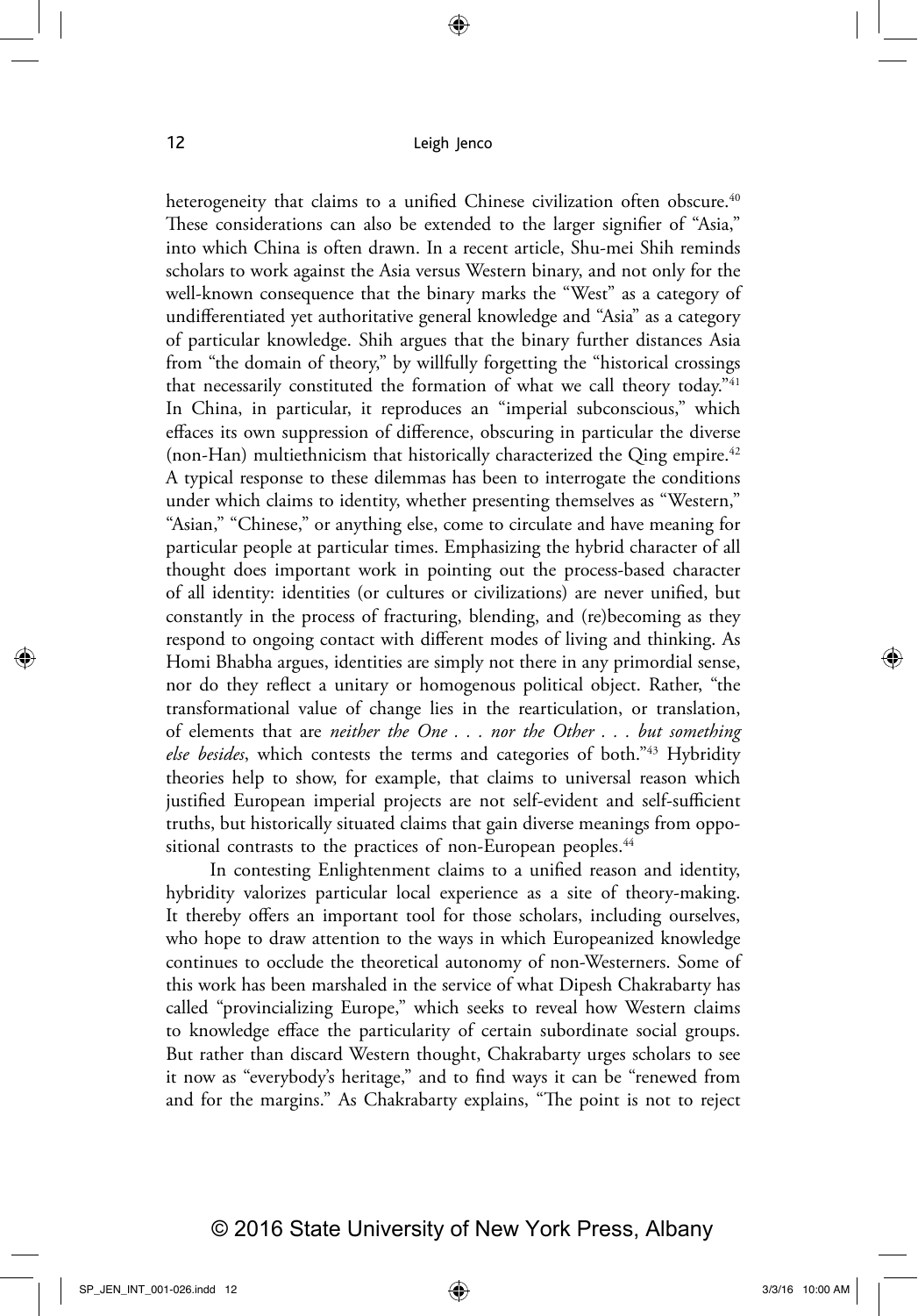heterogeneity that claims to a unified Chinese civilization often obscure.[40] These considerations can also be extended to the larger signifier of "Asia," into which China is often drawn. In a recent article, Shu-mei Shih reminds scholars to work against the Asia versus Western binary, and not only for the well-known consequence that the binary marks the "West" as a category of undifferentiated yet authoritative general knowledge and "Asia" as a category of particular knowledge. Shih argues that the binary further distances Asia from "the domain of theory," by willfully forgetting the "historical crossings that necessarily constituted the formation of what we call theory today."[41] In China, in particular, it reproduces an "imperial subconscious," which effaces its own suppression of difference, obscuring in particular the diverse (non-Han) multiethnicism that historically characterized the Qing empire.[42] A typical response to these dilemmas has been to interrogate the conditions under which claims to identity, whether presenting themselves as "Western," "Asian," "Chinese," or anything else, come to circulate and have meaning for particular people at particular times. Emphasizing the hybrid character of all thought does important work in pointing out the process-based character of all identity: identities (or cultures or civilizations) are never unified, but constantly in the process of fracturing, blending, and (re)becoming as they respond to ongoing contact with different modes of living and thinking. As Homi Bhabha argues, identities are simply not there in any primordial sense, nor do they reflect a unitary or homogenous political object. Rather, "the transformational value of change lies in the rearticulation, or translation, of elements that are *neither the One . . . nor the Other . . . but something else besides*, which contests the terms and categories of both."[43] Hybridity theories help to show, for example, that claims to universal reason which justified European imperial projects are not self-evident and self-sufficient truths, but historically situated claims that gain diverse meanings from oppositional contrasts to the practices of non-European peoples.[44]

In contesting Enlightenment claims to a unified reason and identity, hybridity valorizes particular local experience as a site of theory-making. It thereby offers an important tool for those scholars, including ourselves, who hope to draw attention to the ways in which Europeanized knowledge continues to occlude the theoretical autonomy of non-Westerners. Some of this work has been marshaled in the service of what Dipesh Chakrabarty has called "provincializing Europe," which seeks to reveal how Western claims to knowledge efface the particularity of certain subordinate social groups. But rather than discard Western thought, Chakrabarty urges scholars to see it now as "everybody's heritage," and to find ways it can be "renewed from and for the margins." As Chakrabarty explains, "The point is not to reject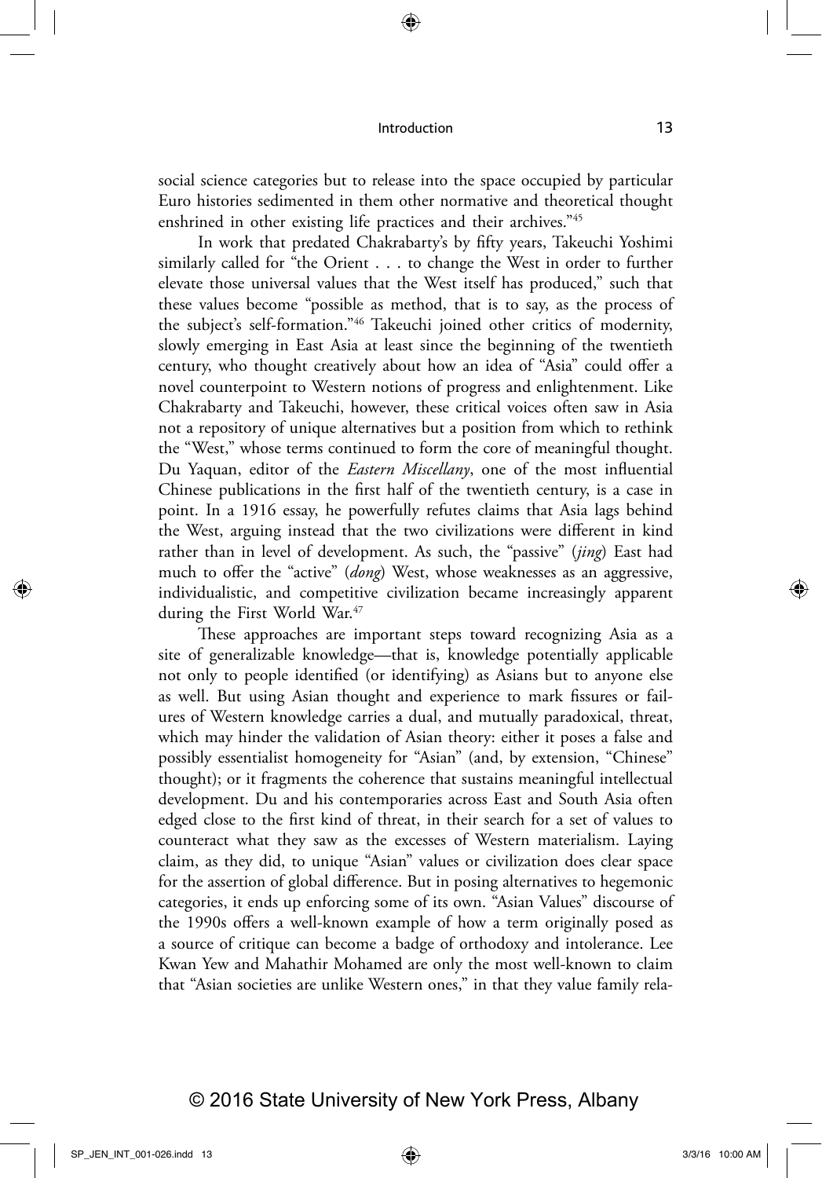social science categories but to release into the space occupied by particular Euro histories sedimented in them other normative and theoretical thought enshrined in other existing life practices and their archives."[45]

In work that predated Chakrabarty's by fifty years, Takeuchi Yoshimi similarly called for "the Orient . . . to change the West in order to further elevate those universal values that the West itself has produced," such that these values become "possible as method, that is to say, as the process of the subject's self-formation."[46] Takeuchi joined other critics of modernity, slowly emerging in East Asia at least since the beginning of the twentieth century, who thought creatively about how an idea of "Asia" could offer a novel counterpoint to Western notions of progress and enlightenment. Like Chakrabarty and Takeuchi, however, these critical voices often saw in Asia not a repository of unique alternatives but a position from which to rethink the "West," whose terms continued to form the core of meaningful thought. Du Yaquan, editor of the *Eastern Miscellany*, one of the most influential Chinese publications in the first half of the twentieth century, is a case in point. In a 1916 essay, he powerfully refutes claims that Asia lags behind the West, arguing instead that the two civilizations were different in kind rather than in level of development. As such, the "passive" (*jing*) East had much to offer the "active" (*dong*) West, whose weaknesses as an aggressive, individualistic, and competitive civilization became increasingly apparent during the First World War.[47]

These approaches are important steps toward recognizing Asia as a site of generalizable knowledge—that is, knowledge potentially applicable not only to people identified (or identifying) as Asians but to anyone else as well. But using Asian thought and experience to mark fissures or failures of Western knowledge carries a dual, and mutually paradoxical, threat, which may hinder the validation of Asian theory: either it poses a false and possibly essentialist homogeneity for "Asian" (and, by extension, "Chinese" thought); or it fragments the coherence that sustains meaningful intellectual development. Du and his contemporaries across East and South Asia often edged close to the first kind of threat, in their search for a set of values to counteract what they saw as the excesses of Western materialism. Laying claim, as they did, to unique "Asian" values or civilization does clear space for the assertion of global difference. But in posing alternatives to hegemonic categories, it ends up enforcing some of its own. "Asian Values" discourse of the 1990s offers a well-known example of how a term originally posed as a source of critique can become a badge of orthodoxy and intolerance. Lee Kwan Yew and Mahathir Mohamed are only the most well-known to claim that "Asian societies are unlike Western ones," in that they value family rela-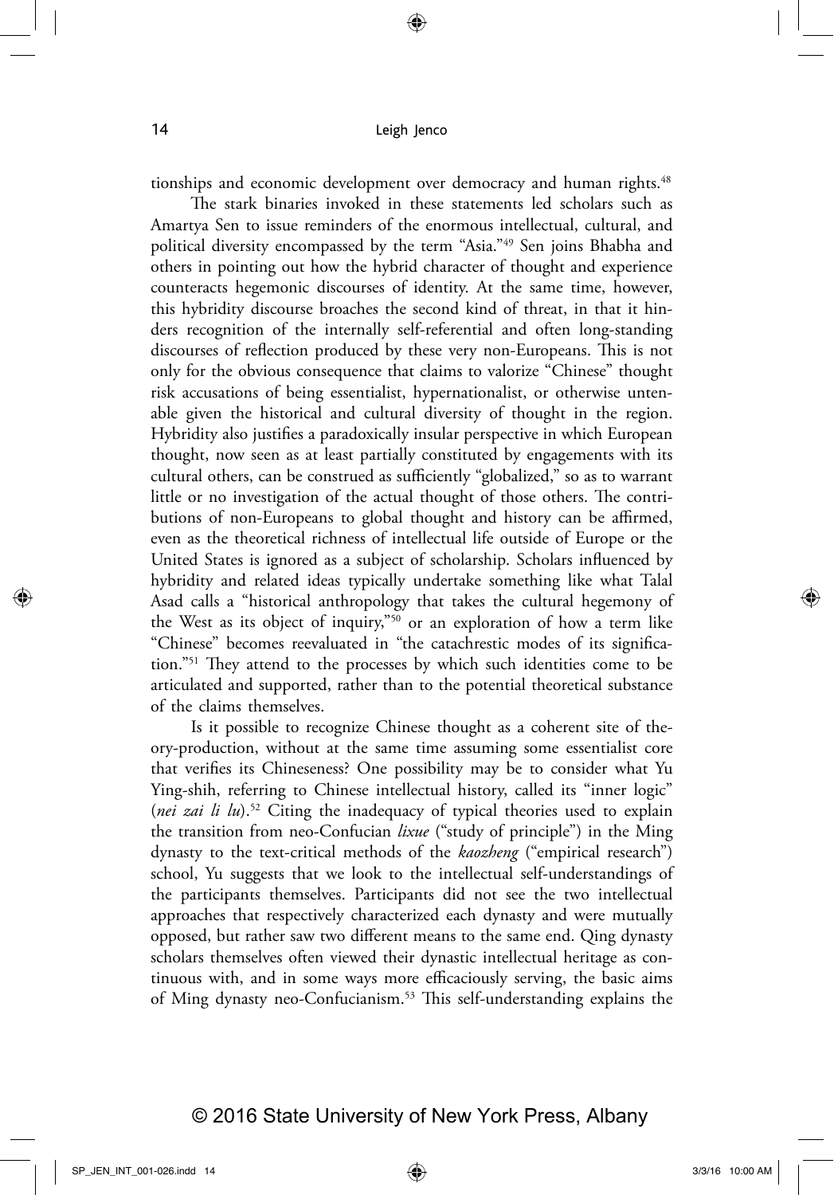tionships and economic development over democracy and human rights.[48]

The stark binaries invoked in these statements led scholars such as Amartya Sen to issue reminders of the enormous intellectual, cultural, and political diversity encompassed by the term "Asia."[49] Sen joins Bhabha and others in pointing out how the hybrid character of thought and experience counteracts hegemonic discourses of identity. At the same time, however, this hybridity discourse broaches the second kind of threat, in that it hinders recognition of the internally self-referential and often long-standing discourses of reflection produced by these very non-Europeans. This is not only for the obvious consequence that claims to valorize "Chinese" thought risk accusations of being essentialist, hypernationalist, or otherwise untenable given the historical and cultural diversity of thought in the region. Hybridity also justifies a paradoxically insular perspective in which European thought, now seen as at least partially constituted by engagements with its cultural others, can be construed as sufficiently "globalized," so as to warrant little or no investigation of the actual thought of those others. The contributions of non-Europeans to global thought and history can be affirmed, even as the theoretical richness of intellectual life outside of Europe or the United States is ignored as a subject of scholarship. Scholars influenced by hybridity and related ideas typically undertake something like what Talal Asad calls a "historical anthropology that takes the cultural hegemony of the West as its object of inquiry,"[50] or an exploration of how a term like "Chinese" becomes reevaluated in "the catachrestic modes of its signification."[51] They attend to the processes by which such identities come to be articulated and supported, rather than to the potential theoretical substance of the claims themselves.

Is it possible to recognize Chinese thought as a coherent site of theory-production, without at the same time assuming some essentialist core that verifies its Chineseness? One possibility may be to consider what Yu Ying-shih, referring to Chinese intellectual history, called its "inner logic" (*nei zai li lu*).[52] Citing the inadequacy of typical theories used to explain the transition from neo-Confucian *lixue* ("study of principle") in the Ming dynasty to the text-critical methods of the *kaozheng* ("empirical research") school, Yu suggests that we look to the intellectual self-understandings of the participants themselves. Participants did not see the two intellectual approaches that respectively characterized each dynasty and were mutually opposed, but rather saw two different means to the same end. Qing dynasty scholars themselves often viewed their dynastic intellectual heritage as continuous with, and in some ways more efficaciously serving, the basic aims of Ming dynasty neo-Confucianism.[53] This self-understanding explains the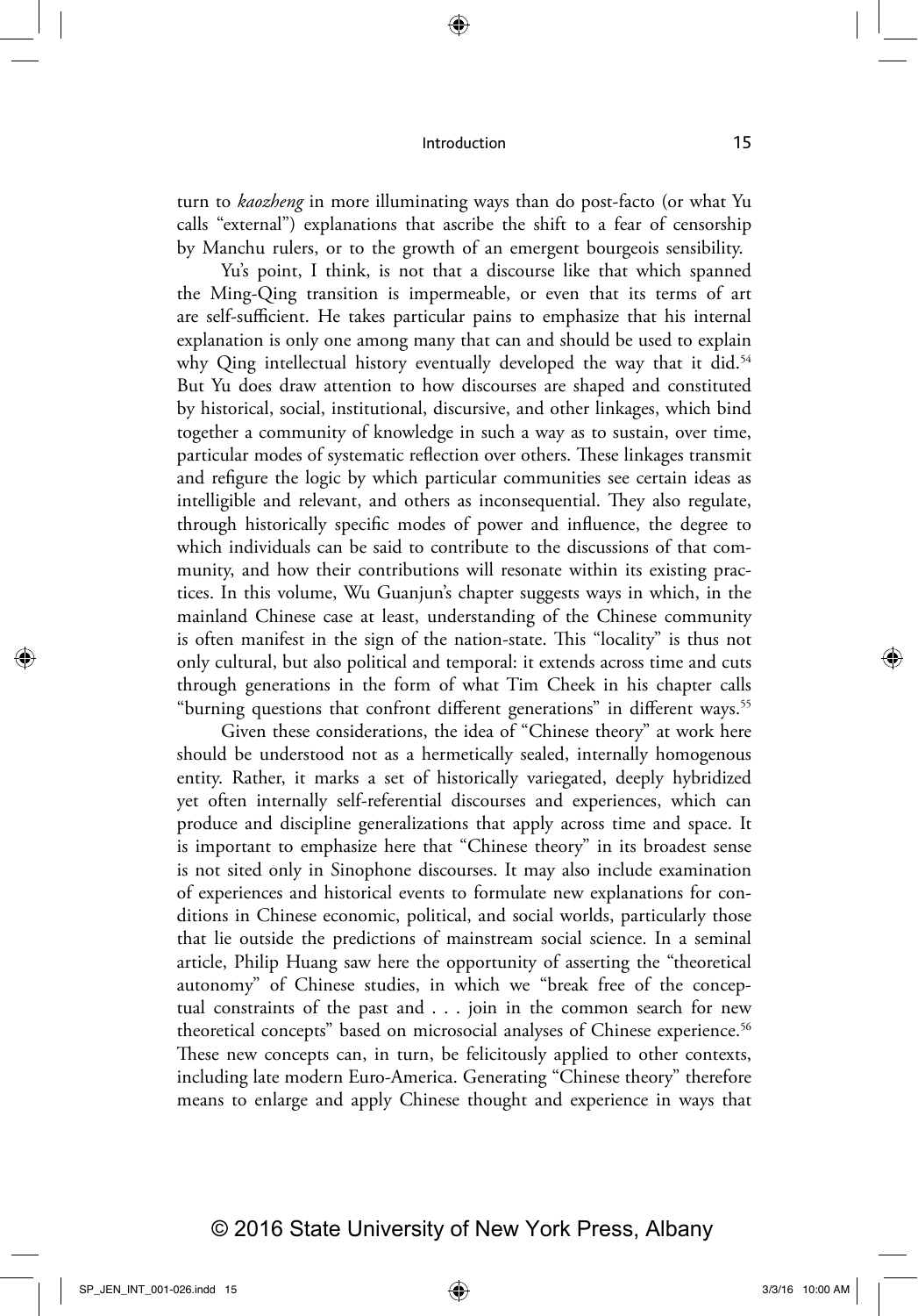turn to *kaozheng* in more illuminating ways than do post-facto (or what Yu calls "external") explanations that ascribe the shift to a fear of censorship by Manchu rulers, or to the growth of an emergent bourgeois sensibility.

Yu's point, I think, is not that a discourse like that which spanned the Ming-Qing transition is impermeable, or even that its terms of art are self-sufficient. He takes particular pains to emphasize that his internal explanation is only one among many that can and should be used to explain why Qing intellectual history eventually developed the way that it did.[54] But Yu does draw attention to how discourses are shaped and constituted by historical, social, institutional, discursive, and other linkages, which bind together a community of knowledge in such a way as to sustain, over time, particular modes of systematic reflection over others. These linkages transmit and refigure the logic by which particular communities see certain ideas as intelligible and relevant, and others as inconsequential. They also regulate, through historically specific modes of power and influence, the degree to which individuals can be said to contribute to the discussions of that community, and how their contributions will resonate within its existing practices. In this volume, Wu Guanjun's chapter suggests ways in which, in the mainland Chinese case at least, understanding of the Chinese community is often manifest in the sign of the nation-state. This "locality" is thus not only cultural, but also political and temporal: it extends across time and cuts through generations in the form of what Tim Cheek in his chapter calls "burning questions that confront different generations" in different ways.[55]

Given these considerations, the idea of "Chinese theory" at work here should be understood not as a hermetically sealed, internally homogenous entity. Rather, it marks a set of historically variegated, deeply hybridized yet often internally self-referential discourses and experiences, which can produce and discipline generalizations that apply across time and space. It is important to emphasize here that "Chinese theory" in its broadest sense is not sited only in Sinophone discourses. It may also include examination of experiences and historical events to formulate new explanations for conditions in Chinese economic, political, and social worlds, particularly those that lie outside the predictions of mainstream social science. In a seminal article, Philip Huang saw here the opportunity of asserting the "theoretical autonomy" of Chinese studies, in which we "break free of the conceptual constraints of the past and . . . join in the common search for new theoretical concepts" based on microsocial analyses of Chinese experience.[56] These new concepts can, in turn, be felicitously applied to other contexts, including late modern Euro-America. Generating "Chinese theory" therefore means to enlarge and apply Chinese thought and experience in ways that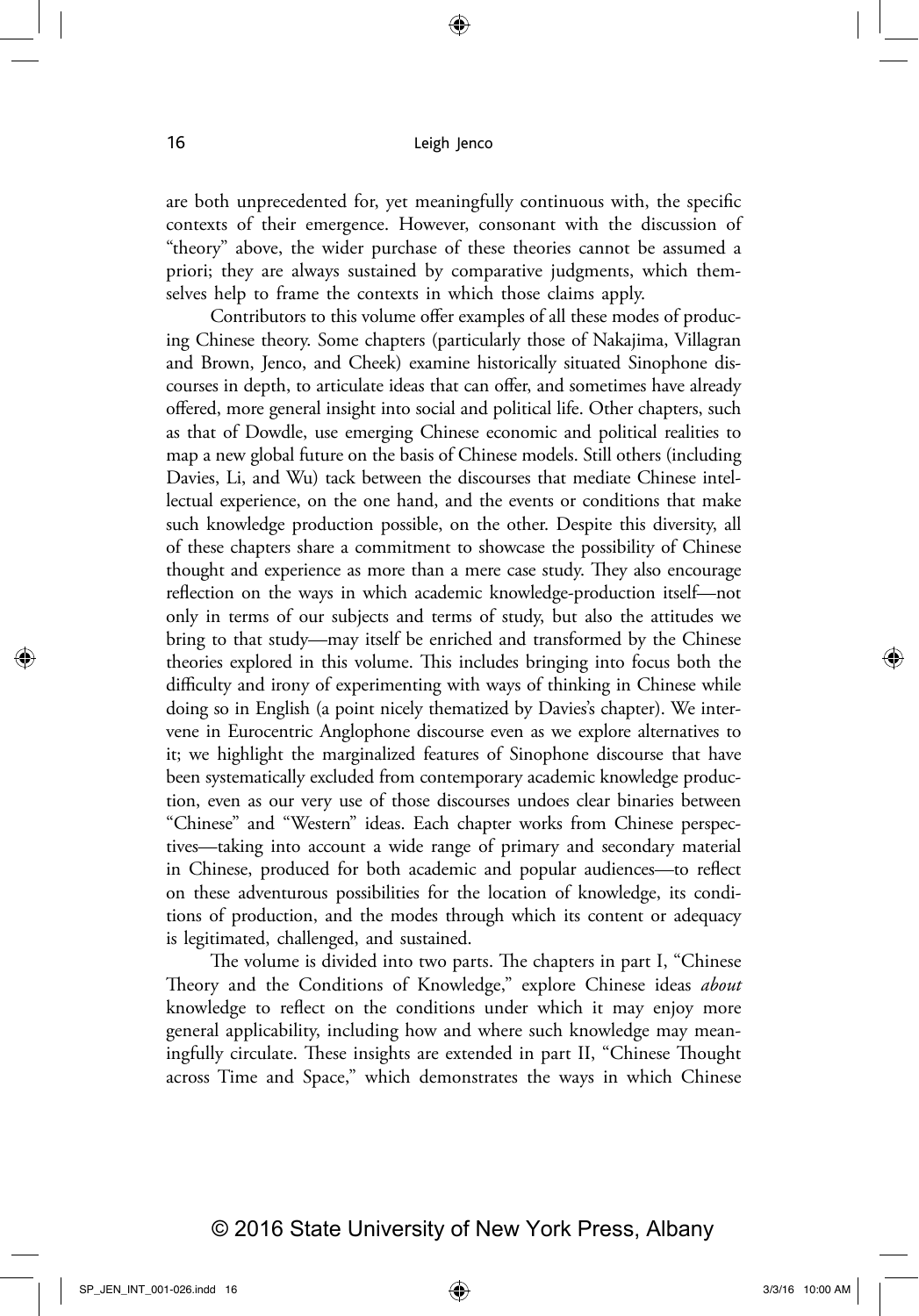are both unprecedented for, yet meaningfully continuous with, the specific contexts of their emergence. However, consonant with the discussion of "theory" above, the wider purchase of these theories cannot be assumed a priori; they are always sustained by comparative judgments, which themselves help to frame the contexts in which those claims apply.

Contributors to this volume offer examples of all these modes of producing Chinese theory. Some chapters (particularly those of Nakajima, Villagran and Brown, Jenco, and Cheek) examine historically situated Sinophone discourses in depth, to articulate ideas that can offer, and sometimes have already offered, more general insight into social and political life. Other chapters, such as that of Dowdle, use emerging Chinese economic and political realities to map a new global future on the basis of Chinese models. Still others (including Davies, Li, and Wu) tack between the discourses that mediate Chinese intellectual experience, on the one hand, and the events or conditions that make such knowledge production possible, on the other. Despite this diversity, all of these chapters share a commitment to showcase the possibility of Chinese thought and experience as more than a mere case study. They also encourage reflection on the ways in which academic knowledge-production itself—not only in terms of our subjects and terms of study, but also the attitudes we bring to that study—may itself be enriched and transformed by the Chinese theories explored in this volume. This includes bringing into focus both the difficulty and irony of experimenting with ways of thinking in Chinese while doing so in English (a point nicely thematized by Davies's chapter). We intervene in Eurocentric Anglophone discourse even as we explore alternatives to it; we highlight the marginalized features of Sinophone discourse that have been systematically excluded from contemporary academic knowledge production, even as our very use of those discourses undoes clear binaries between "Chinese" and "Western" ideas. Each chapter works from Chinese perspectives—taking into account a wide range of primary and secondary material in Chinese, produced for both academic and popular audiences—to reflect on these adventurous possibilities for the location of knowledge, its conditions of production, and the modes through which its content or adequacy is legitimated, challenged, and sustained.

The volume is divided into two parts. The chapters in part I, "Chinese Theory and the Conditions of Knowledge," explore Chinese ideas *about* knowledge to reflect on the conditions under which it may enjoy more general applicability, including how and where such knowledge may meaningfully circulate. These insights are extended in part II, "Chinese Thought across Time and Space," which demonstrates the ways in which Chinese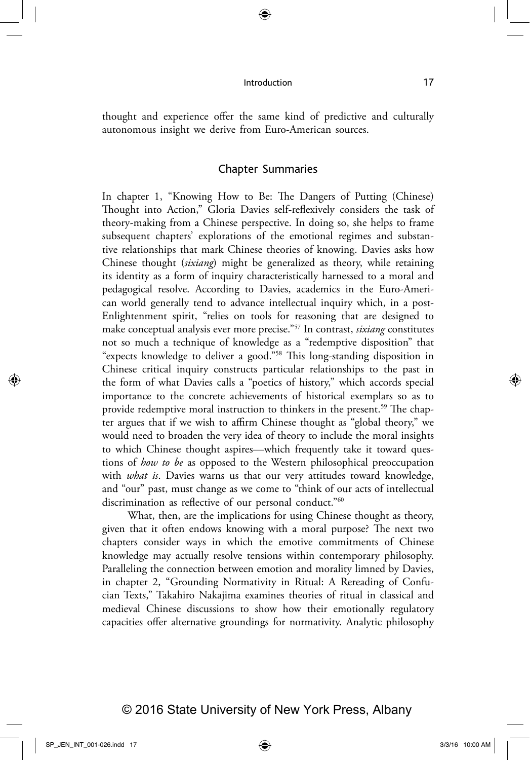thought and experience offer the same kind of predictive and culturally autonomous insight we derive from Euro-American sources.

## Chapter Summaries

In chapter 1, "Knowing How to Be: The Dangers of Putting (Chinese) Thought into Action," Gloria Davies self-reflexively considers the task of theory-making from a Chinese perspective. In doing so, she helps to frame subsequent chapters' explorations of the emotional regimes and substantive relationships that mark Chinese theories of knowing. Davies asks how Chinese thought (*sixiang*) might be generalized as theory, while retaining its identity as a form of inquiry characteristically harnessed to a moral and pedagogical resolve. According to Davies, academics in the Euro-American world generally tend to advance intellectual inquiry which, in a post-Enlightenment spirit, "relies on tools for reasoning that are designed to make conceptual analysis ever more precise."[57] In contrast, *sixiang* constitutes not so much a technique of knowledge as a "redemptive disposition" that "expects knowledge to deliver a good."[58] This long-standing disposition in Chinese critical inquiry constructs particular relationships to the past in the form of what Davies calls a "poetics of history," which accords special importance to the concrete achievements of historical exemplars so as to provide redemptive moral instruction to thinkers in the present.[59] The chapter argues that if we wish to affirm Chinese thought as "global theory," we would need to broaden the very idea of theory to include the moral insights to which Chinese thought aspires—which frequently take it toward questions of *how to be* as opposed to the Western philosophical preoccupation with *what is*. Davies warns us that our very attitudes toward knowledge, and "our" past, must change as we come to "think of our acts of intellectual discrimination as reflective of our personal conduct."[60]

What, then, are the implications for using Chinese thought as theory, given that it often endows knowing with a moral purpose? The next two chapters consider ways in which the emotive commitments of Chinese knowledge may actually resolve tensions within contemporary philosophy. Paralleling the connection between emotion and morality limned by Davies, in chapter 2, "Grounding Normativity in Ritual: A Rereading of Confucian Texts," Takahiro Nakajima examines theories of ritual in classical and medieval Chinese discussions to show how their emotionally regulatory capacities offer alternative groundings for normativity. Analytic philosophy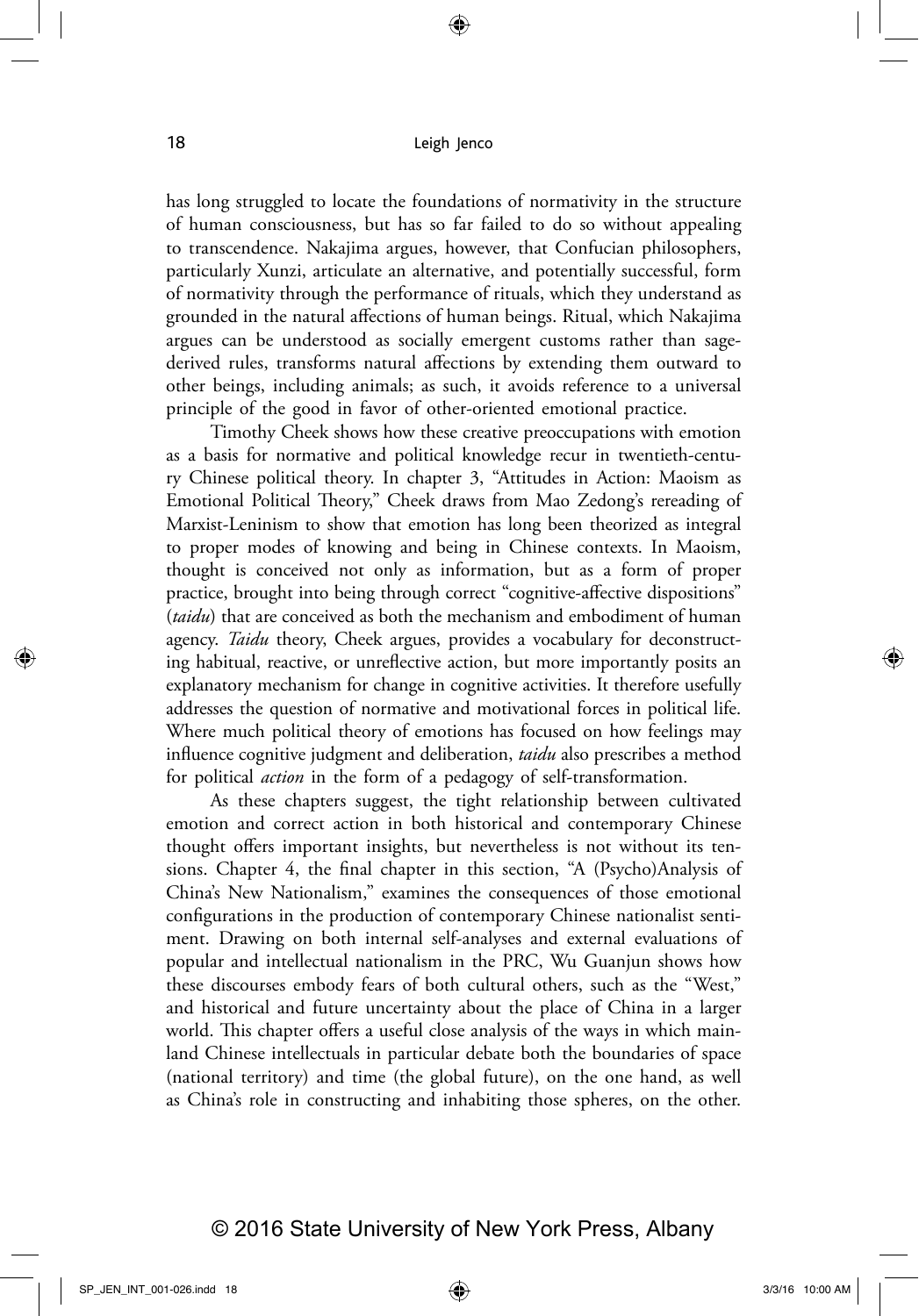has long struggled to locate the foundations of normativity in the structure of human consciousness, but has so far failed to do so without appealing to transcendence. Nakajima argues, however, that Confucian philosophers, particularly Xunzi, articulate an alternative, and potentially successful, form of normativity through the performance of rituals, which they understand as grounded in the natural affections of human beings. Ritual, which Nakajima argues can be understood as socially emergent customs rather than sage-derived rules, transforms natural affections by extending them outward to other beings, including animals; as such, it avoids reference to a universal principle of the good in favor of other-oriented emotional practice.

Timothy Cheek shows how these creative preoccupations with emotion as a basis for normative and political knowledge recur in twentieth-century Chinese political theory. In chapter 3, "Attitudes in Action: Maoism as Emotional Political Theory," Cheek draws from Mao Zedong's rereading of Marxist-Leninism to show that emotion has long been theorized as integral to proper modes of knowing and being in Chinese contexts. In Maoism, thought is conceived not only as information, but as a form of proper practice, brought into being through correct "cognitive-affective dispositions" (*taidu*) that are conceived as both the mechanism and embodiment of human agency. *Taidu* theory, Cheek argues, provides a vocabulary for deconstructing habitual, reactive, or unreflective action, but more importantly posits an explanatory mechanism for change in cognitive activities. It therefore usefully addresses the question of normative and motivational forces in political life. Where much political theory of emotions has focused on how feelings may influence cognitive judgment and deliberation, *taidu* also prescribes a method for political *action* in the form of a pedagogy of self-transformation.

As these chapters suggest, the tight relationship between cultivated emotion and correct action in both historical and contemporary Chinese thought offers important insights, but nevertheless is not without its tensions. Chapter 4, the final chapter in this section, "A (Psycho)Analysis of China's New Nationalism," examines the consequences of those emotional configurations in the production of contemporary Chinese nationalist sentiment. Drawing on both internal self-analyses and external evaluations of popular and intellectual nationalism in the PRC, Wu Guanjun shows how these discourses embody fears of both cultural others, such as the "West," and historical and future uncertainty about the place of China in a larger world. This chapter offers a useful close analysis of the ways in which mainland Chinese intellectuals in particular debate both the boundaries of space (national territory) and time (the global future), on the one hand, as well as China's role in constructing and inhabiting those spheres, on the other.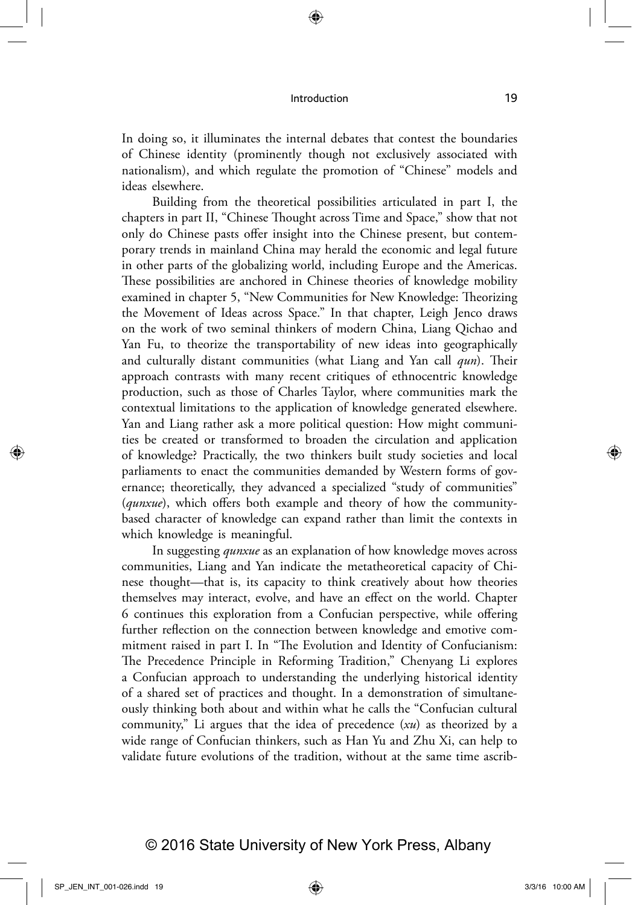In doing so, it illuminates the internal debates that contest the boundaries of Chinese identity (prominently though not exclusively associated with nationalism), and which regulate the promotion of "Chinese" models and ideas elsewhere.

Building from the theoretical possibilities articulated in part I, the chapters in part II, "Chinese Thought across Time and Space," show that not only do Chinese pasts offer insight into the Chinese present, but contemporary trends in mainland China may herald the economic and legal future in other parts of the globalizing world, including Europe and the Americas. These possibilities are anchored in Chinese theories of knowledge mobility examined in chapter 5, "New Communities for New Knowledge: Theorizing the Movement of Ideas across Space." In that chapter, Leigh Jenco draws on the work of two seminal thinkers of modern China, Liang Qichao and Yan Fu, to theorize the transportability of new ideas into geographically and culturally distant communities (what Liang and Yan call *qun*). Their approach contrasts with many recent critiques of ethnocentric knowledge production, such as those of Charles Taylor, where communities mark the contextual limitations to the application of knowledge generated elsewhere. Yan and Liang rather ask a more political question: How might communities be created or transformed to broaden the circulation and application of knowledge? Practically, the two thinkers built study societies and local parliaments to enact the communities demanded by Western forms of governance; theoretically, they advanced a specialized "study of communities" (*qunxue*), which offers both example and theory of how the community-based character of knowledge can expand rather than limit the contexts in which knowledge is meaningful.

In suggesting *qunxue* as an explanation of how knowledge moves across communities, Liang and Yan indicate the metatheoretical capacity of Chinese thought—that is, its capacity to think creatively about how theories themselves may interact, evolve, and have an effect on the world. Chapter 6 continues this exploration from a Confucian perspective, while offering further reflection on the connection between knowledge and emotive commitment raised in part I. In "The Evolution and Identity of Confucianism: The Precedence Principle in Reforming Tradition," Chenyang Li explores a Confucian approach to understanding the underlying historical identity of a shared set of practices and thought. In a demonstration of simultaneously thinking both about and within what he calls the "Confucian cultural community," Li argues that the idea of precedence (*xu*) as theorized by a wide range of Confucian thinkers, such as Han Yu and Zhu Xi, can help to validate future evolutions of the tradition, without at the same time ascrib-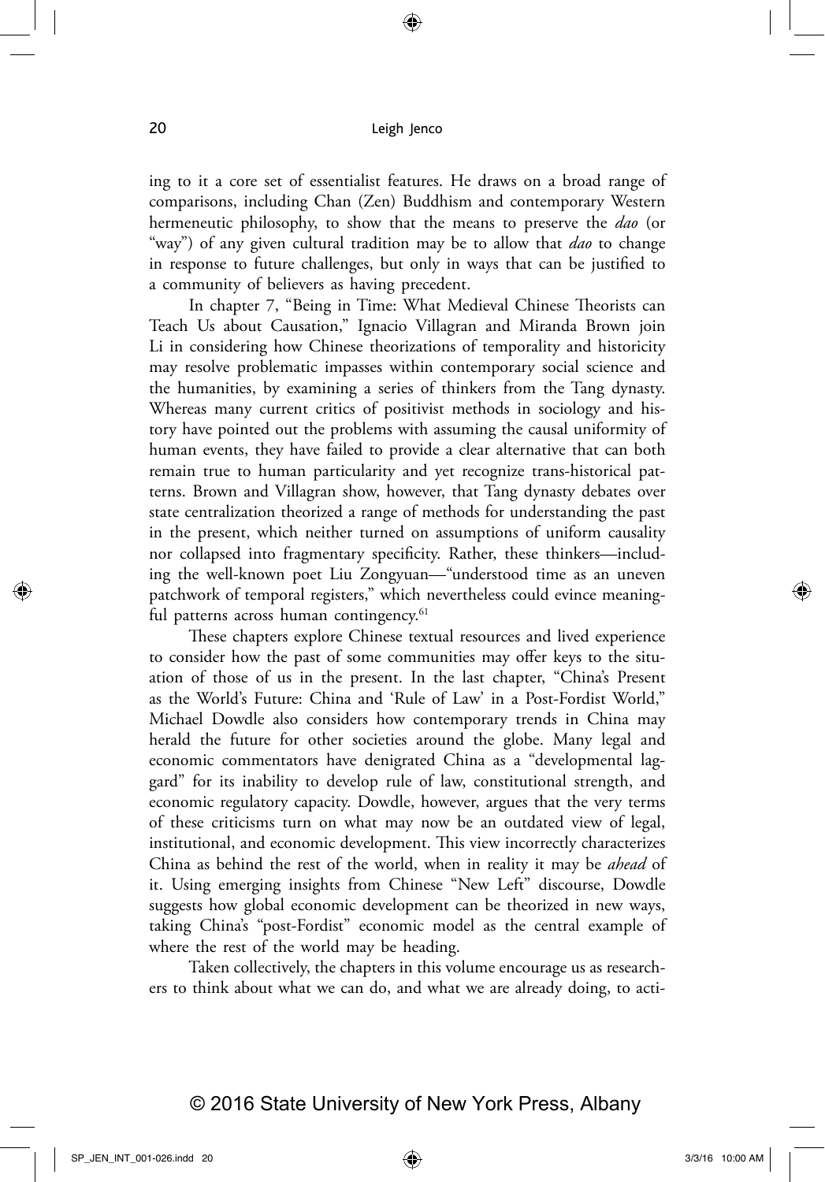ing to it a core set of essentialist features. He draws on a broad range of comparisons, including Chan (Zen) Buddhism and contemporary Western hermeneutic philosophy, to show that the means to preserve the *dao* (or "way") of any given cultural tradition may be to allow that *dao* to change in response to future challenges, but only in ways that can be justified to a community of believers as having precedent.

In chapter 7, "Being in Time: What Medieval Chinese Theorists can Teach Us about Causation," Ignacio Villagran and Miranda Brown join Li in considering how Chinese theorizations of temporality and historicity may resolve problematic impasses within contemporary social science and the humanities, by examining a series of thinkers from the Tang dynasty. Whereas many current critics of positivist methods in sociology and history have pointed out the problems with assuming the causal uniformity of human events, they have failed to provide a clear alternative that can both remain true to human particularity and yet recognize trans-historical patterns. Brown and Villagran show, however, that Tang dynasty debates over state centralization theorized a range of methods for understanding the past in the present, which neither turned on assumptions of uniform causality nor collapsed into fragmentary specificity. Rather, these thinkers—including the well-known poet Liu Zongyuan—"understood time as an uneven patchwork of temporal registers," which nevertheless could evince meaningful patterns across human contingency.[61]

These chapters explore Chinese textual resources and lived experience to consider how the past of some communities may offer keys to the situation of those of us in the present. In the last chapter, "China's Present as the World's Future: China and 'Rule of Law' in a Post-Fordist World," Michael Dowdle also considers how contemporary trends in China may herald the future for other societies around the globe. Many legal and economic commentators have denigrated China as a "developmental laggard" for its inability to develop rule of law, constitutional strength, and economic regulatory capacity. Dowdle, however, argues that the very terms of these criticisms turn on what may now be an outdated view of legal, institutional, and economic development. This view incorrectly characterizes China as behind the rest of the world, when in reality it may be *ahead* of it. Using emerging insights from Chinese "New Left" discourse, Dowdle suggests how global economic development can be theorized in new ways, taking China's "post-Fordist" economic model as the central example of where the rest of the world may be heading.

Taken collectively, the chapters in this volume encourage us as researchers to think about what we can do, and what we are already doing, to acti-